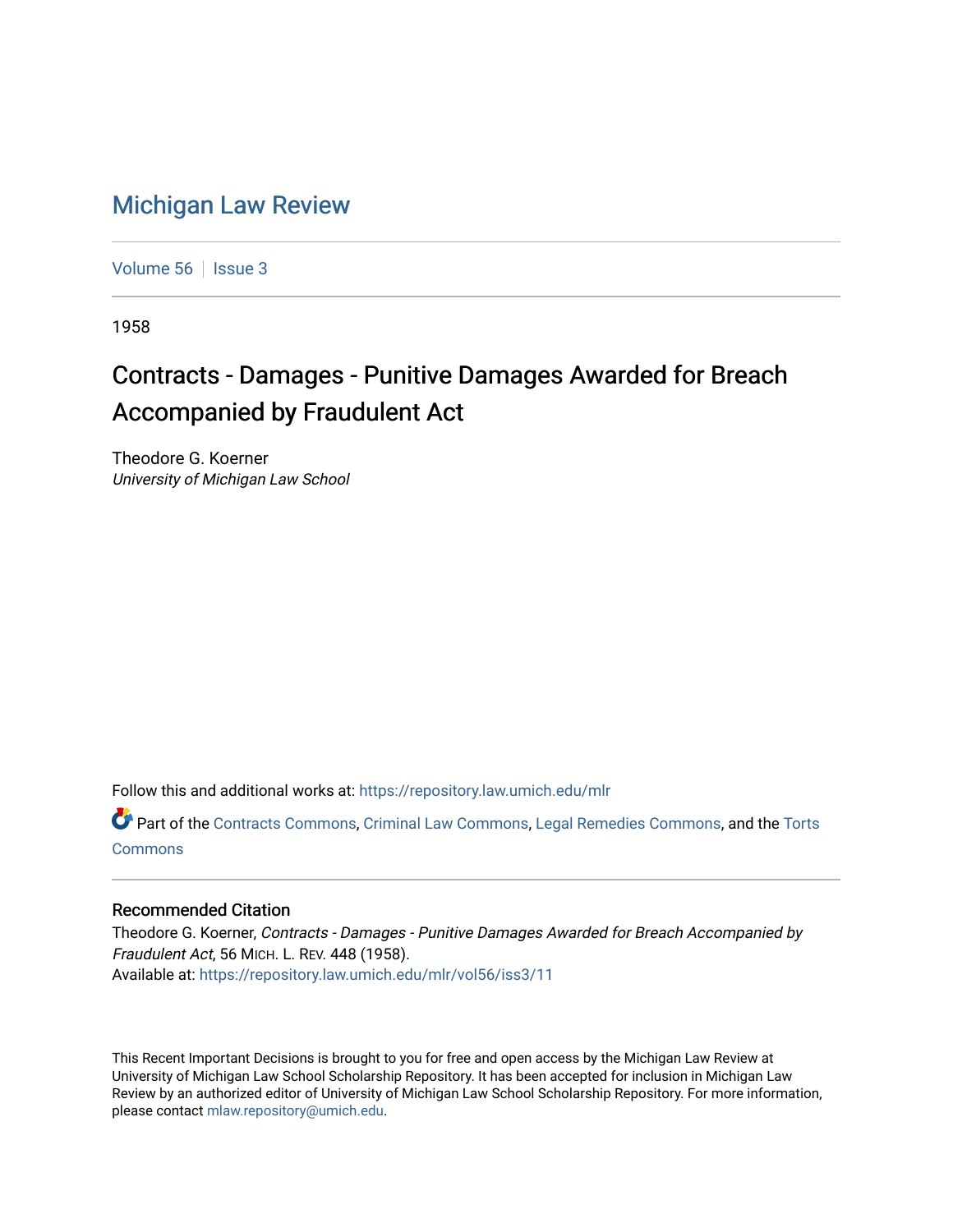# Michigan Law Review

Volume 56 | Issue 3

1958

## Contracts - Damages - Punitive Damages Awarded for Breach Accompanied by Fraudulent Act

Theodore G. Koerner
*University of Michigan Law School*

Follow this and additional works at: https://repository.law.umich.edu/mlr

Part of the Contracts Commons, Criminal Law Commons, Legal Remedies Commons, and the Torts Commons

### Recommended Citation

Theodore G. Koerner, *Contracts - Damages - Punitive Damages Awarded for Breach Accompanied by Fraudulent Act*, 56 MICH. L. REV. 448 (1958).
Available at: https://repository.law.umich.edu/mlr/vol56/iss3/11

This Recent Important Decisions is brought to you for free and open access by the Michigan Law Review at University of Michigan Law School Scholarship Repository. It has been accepted for inclusion in Michigan Law Review by an authorized editor of University of Michigan Law School Scholarship Repository. For more information, please contact mlaw.repository@umich.edu.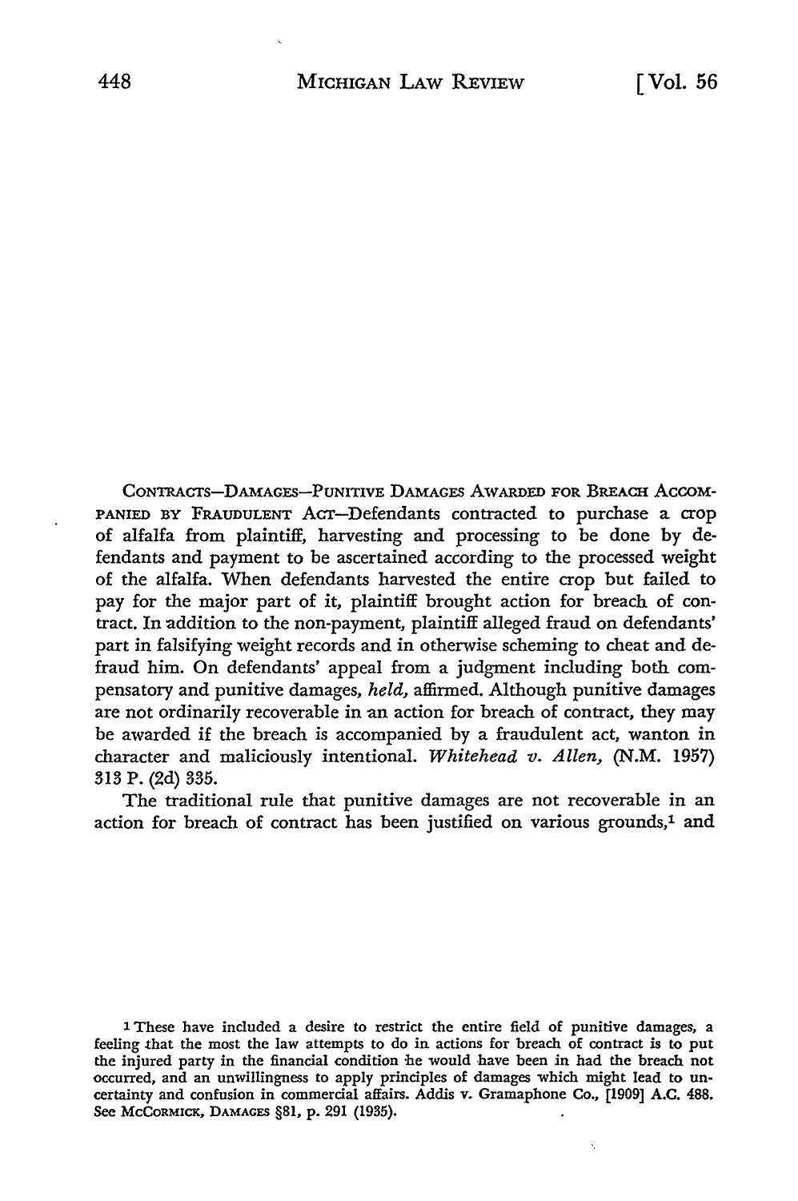CONTRACTS—DAMAGES—PUNITIVE DAMAGES AWARDED FOR BREACH ACCOMPANIED BY FRAUDULENT ACT—Defendants contracted to purchase a crop of alfalfa from plaintiff, harvesting and processing to be done by defendants and payment to be ascertained according to the processed weight of the alfalfa. When defendants harvested the entire crop but failed to pay for the major part of it, plaintiff brought action for breach of contract. In addition to the non-payment, plaintiff alleged fraud on defendants' part in falsifying weight records and in otherwise scheming to cheat and defraud him. On defendants' appeal from a judgment including both compensatory and punitive damages, *held,* affirmed. Although punitive damages are not ordinarily recoverable in an action for breach of contract, they may be awarded if the breach is accompanied by a fraudulent act, wanton in character and maliciously intentional. *Whitehead v. Allen,* (N.M. 1957) 313 P. (2d) 335.

The traditional rule that punitive damages are not recoverable in an action for breach of contract has been justified on various grounds,[1] and

[1] These have included a desire to restrict the entire field of punitive damages, a feeling that the most the law attempts to do in actions for breach of contract is to put the injured party in the financial condition he would have been in had the breach not occurred, and an unwillingness to apply principles of damages which might lead to uncertainty and confusion in commercial affairs. Addis v. Gramaphone Co., [1909] A.C. 488. See MCCORMICK, DAMAGES §81, p. 291 (1935).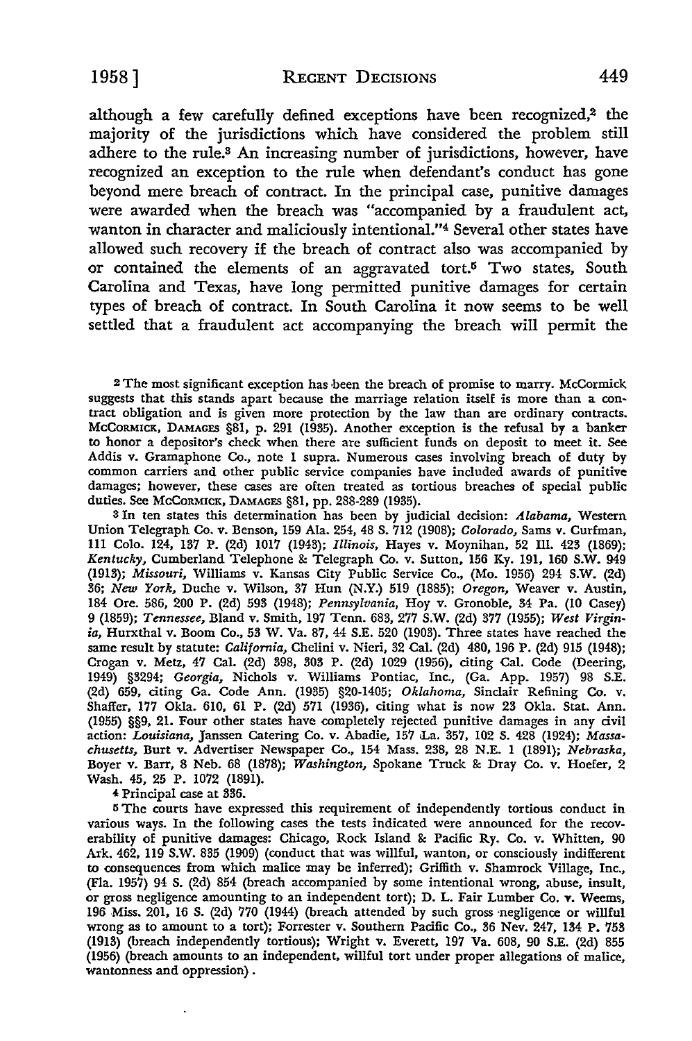although a few carefully defined exceptions have been recognized,[2] the majority of the jurisdictions which have considered the problem still adhere to the rule.[3] An increasing number of jurisdictions, however, have recognized an exception to the rule when defendant's conduct has gone beyond mere breach of contract. In the principal case, punitive damages were awarded when the breach was "accompanied by a fraudulent act, wanton in character and maliciously intentional."[4] Several other states have allowed such recovery if the breach of contract also was accompanied by or contained the elements of an aggravated tort.[5] Two states, South Carolina and Texas, have long permitted punitive damages for certain types of breach of contract. In South Carolina it now seems to be well settled that a fraudulent act accompanying the breach will permit the

---

[2] The most significant exception has been the breach of promise to marry. McCormick suggests that this stands apart because the marriage relation itself is more than a contract obligation and is given more protection by the law than are ordinary contracts. McCORMICK, DAMAGES §81, p. 291 (1935). Another exception is the refusal by a banker to honor a depositor's check when there are sufficient funds on deposit to meet it. See Addis v. Gramaphone Co., note 1 supra. Numerous cases involving breach of duty by common carriers and other public service companies have included awards of punitive damages; however, these cases are often treated as tortious breaches of special public duties. See McCORMICK, DAMAGES §81, pp. 288-289 (1935).

[3] In ten states this determination has been by judicial decision: *Alabama*, Western Union Telegraph Co. v. Benson, 159 Ala. 254, 48 S. 712 (1908); *Colorado*, Sams v. Curfman, 111 Colo. 124, 137 P. (2d) 1017 (1943); *Illinois*, Hayes v. Moynihan, 52 Ill. 423 (1869); *Kentucky*, Cumberland Telephone & Telegraph Co. v. Sutton, 156 Ky. 191, 160 S.W. 949 (1913); *Missouri*, Williams v. Kansas City Public Service Co., (Mo. 1956) 294 S.W. (2d) 36; *New York*, Duche v. Wilson, 37 Hun (N.Y.) 519 (1885); *Oregon*, Weaver v. Austin, 184 Ore. 586, 200 P. (2d) 593 (1948); *Pennsylvania*, Hoy v. Gronoble, 34 Pa. (10 Casey) 9 (1859); *Tennessee*, Bland v. Smith, 197 Tenn. 683, 277 S.W. (2d) 377 (1955); *West Virginia*, Hurxthal v. Boom Co., 53 W. Va. 87, 44 S.E. 520 (1903). Three states have reached the same result by statute: *California*, Chelini v. Nieri, 32 Cal. (2d) 480, 196 P. (2d) 915 (1948); Crogan v. Metz, 47 Cal. (2d) 398, 303 P. (2d) 1029 (1956), citing Cal. Code (Deering, 1949) §3294; *Georgia*, Nichols v. Williams Pontiac, Inc., (Ga. App. 1957) 98 S.E. (2d) 659, citing Ga. Code Ann. (1935) §20-1405; *Oklahoma*, Sinclair Refining Co. v. Shaffer, 177 Okla. 610, 61 P. (2d) 571 (1936), citing what is now 23 Okla. Stat. Ann. (1955) §§9, 21. Four other states have completely rejected punitive damages in any civil action: *Louisiana*, Janssen Catering Co. v. Abadie, 157 La. 357, 102 S. 428 (1924); *Massachusetts*, Burt v. Advertiser Newspaper Co., 154 Mass. 238, 28 N.E. 1 (1891); *Nebraska*, Boyer v. Barr, 8 Neb. 68 (1878); *Washington*, Spokane Truck & Dray Co. v. Hoefer, 2 Wash. 45, 25 P. 1072 (1891).

[4] Principal case at 336.

[5] The courts have expressed this requirement of independently tortious conduct in various ways. In the following cases the tests indicated were announced for the recoverability of punitive damages: Chicago, Rock Island & Pacific Ry. Co. v. Whitten, 90 Ark. 462, 119 S.W. 835 (1909) (conduct that was willful, wanton, or consciously indifferent to consequences from which malice may be inferred); Griffith v. Shamrock Village, Inc., (Fla. 1957) 94 S. (2d) 854 (breach accompanied by some intentional wrong, abuse, insult, or gross negligence amounting to an independent tort); D. L. Fair Lumber Co. v. Weems, 196 Miss. 201, 16 S. (2d) 770 (1944) (breach attended by such gross negligence or willful wrong as to amount to a tort); Forrester v. Southern Pacific Co., 36 Nev. 247, 134 P. 753 (1913) (breach independently tortious); Wright v. Everett, 197 Va. 608, 90 S.E. (2d) 855 (1956) (breach amounts to an independent, willful tort under proper allegations of malice, wantonness and oppression).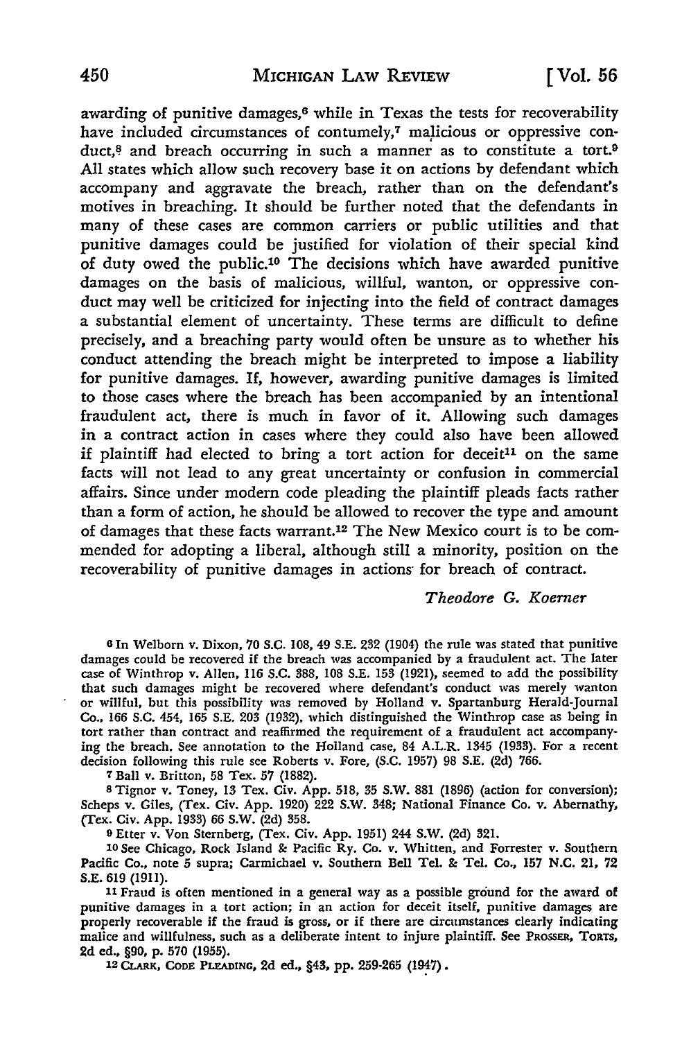awarding of punitive damages,[6] while in Texas the tests for recoverability have included circumstances of contumely,[7] malicious or oppressive conduct,[8] and breach occurring in such a manner as to constitute a tort.[9] All states which allow such recovery base it on actions by defendant which accompany and aggravate the breach, rather than on the defendant's motives in breaching. It should be further noted that the defendants in many of these cases are common carriers or public utilities and that punitive damages could be justified for violation of their special kind of duty owed the public.[10] The decisions which have awarded punitive damages on the basis of malicious, willful, wanton, or oppressive conduct may well be criticized for injecting into the field of contract damages a substantial element of uncertainty. These terms are difficult to define precisely, and a breaching party would often be unsure as to whether his conduct attending the breach might be interpreted to impose a liability for punitive damages. If, however, awarding punitive damages is limited to those cases where the breach has been accompanied by an intentional fraudulent act, there is much in favor of it. Allowing such damages in a contract action in cases where they could also have been allowed if plaintiff had elected to bring a tort action for deceit[11] on the same facts will not lead to any great uncertainty or confusion in commercial affairs. Since under modern code pleading the plaintiff pleads facts rather than a form of action, he should be allowed to recover the type and amount of damages that these facts warrant.[12] The New Mexico court is to be commended for adopting a liberal, although still a minority, position on the recoverability of punitive damages in actions for breach of contract.

*Theodore G. Koerner*

---

[6] In Welborn v. Dixon, 70 S.C. 108, 49 S.E. 232 (1904) the rule was stated that punitive damages could be recovered if the breach was accompanied by a fraudulent act. The later case of Winthrop v. Allen, 116 S.C. 388, 108 S.E. 153 (1921), seemed to add the possibility that such damages might be recovered where defendant's conduct was merely wanton or willful, but this possibility was removed by Holland v. Spartanburg Herald-Journal Co., 166 S.C. 454, 165 S.E. 203 (1932), which distinguished the Winthrop case as being in tort rather than contract and reaffirmed the requirement of a fraudulent act accompanying the breach. See annotation to the Holland case, 84 A.L.R. 1345 (1933). For a recent decision following this rule see Roberts v. Fore, (S.C. 1957) 98 S.E. (2d) 766.

[7] Ball v. Britton, 58 Tex. 57 (1882).

[8] Tignor v. Toney, 13 Tex. Civ. App. 518, 35 S.W. 881 (1896) (action for conversion); Scheps v. Giles, (Tex. Civ. App. 1920) 222 S.W. 348; National Finance Co. v. Abernathy, (Tex. Civ. App. 1933) 66 S.W. (2d) 358.

[9] Etter v. Von Sternberg, (Tex. Civ. App. 1951) 244 S.W. (2d) 321.

[10] See Chicago, Rock Island & Pacific Ry. Co. v. Whitten, and Forrester v. Southern Pacific Co., note 5 supra; Carmichael v. Southern Bell Tel. & Tel. Co., 157 N.C. 21, 72 S.E. 619 (1911).

[11] Fraud is often mentioned in a general way as a possible ground for the award of punitive damages in a tort action; in an action for deceit itself, punitive damages are properly recoverable if the fraud is gross, or if there are circumstances clearly indicating malice and willfulness, such as a deliberate intent to injure plaintiff. See PROSSER, TORTS, 2d ed., §90, p. 570 (1955).

[12] CLARK, CODE PLEADING, 2d ed., §43, pp. 259-265 (1947).